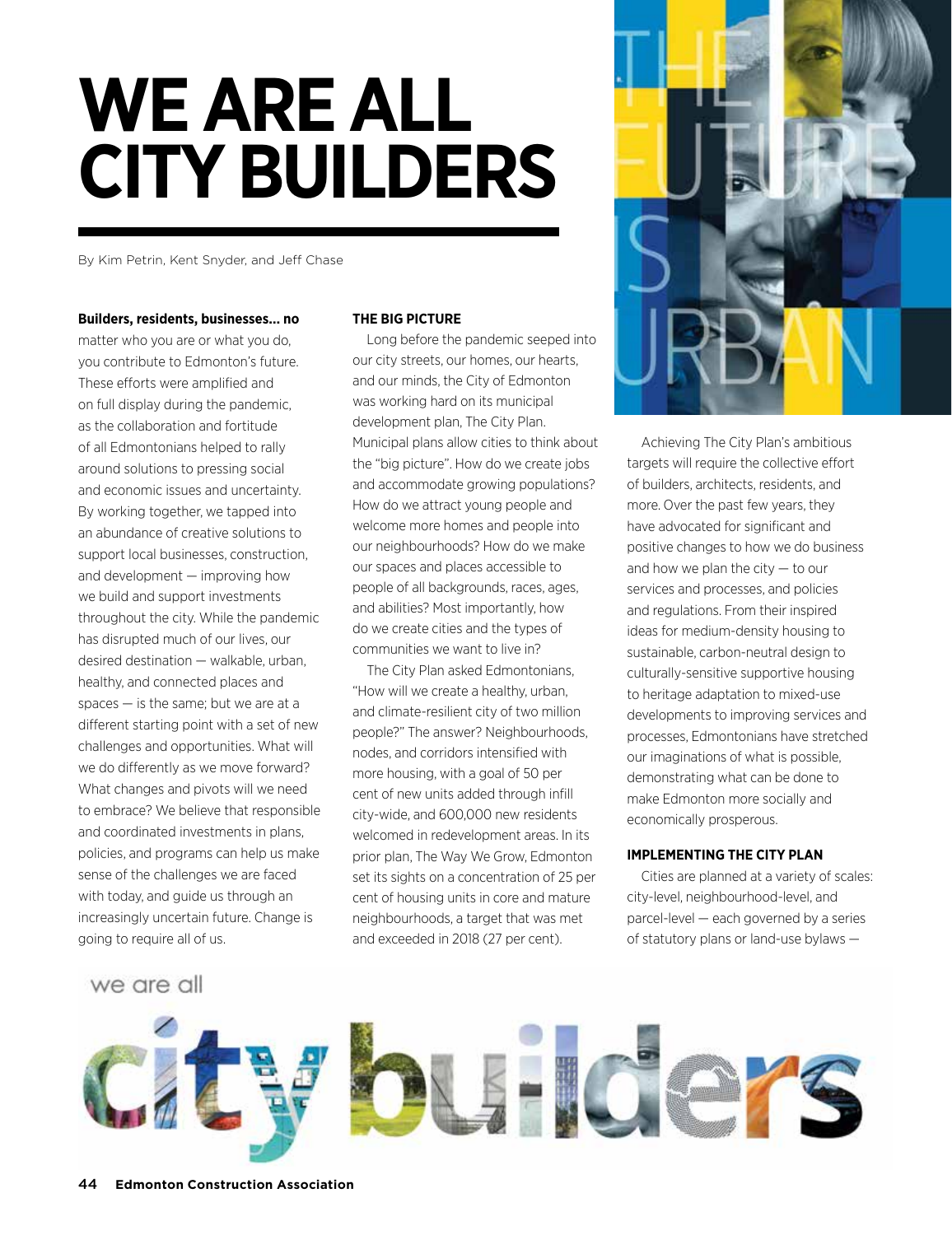# WE ARE ALL CITY BUILDERS

By Kim Petrin, Kent Snyder, and Jeff Chase

**Builders, residents, businesses... no** matter who you are or what you do, you contribute to Edmonton's future. These efforts were amplified and on full display during the pandemic, as the collaboration and fortitude of all Edmontonians helped to rally around solutions to pressing social and economic issues and uncertainty. By working together, we tapped into an abundance of creative solutions to support local businesses, construction, and development — improving how we build and support investments throughout the city. While the pandemic has disrupted much of our lives, our desired destination — walkable, urban, healthy, and connected places and spaces — is the same; but we are at a different starting point with a set of new challenges and opportunities. What will we do differently as we move forward? What changes and pivots will we need to embrace? We believe that responsible and coordinated investments in plans, policies, and programs can help us make sense of the challenges we are faced with today, and guide us through an increasingly uncertain future. Change is going to require all of us.

**THE BIG PICTURE**

Long before the pandemic seeped into our city streets, our homes, our hearts, and our minds, the City of Edmonton was working hard on its municipal development plan, The City Plan. Municipal plans allow cities to think about the "big picture". How do we create jobs and accommodate growing populations? How do we attract young people and welcome more homes and people into our neighbourhoods? How do we make our spaces and places accessible to people of all backgrounds, races, ages, and abilities? Most importantly, how do we create cities and the types of communities we want to live in?

The City Plan asked Edmontonians, "How will we create a healthy, urban, and climate-resilient city of two million people?" The answer? Neighbourhoods, nodes, and corridors intensified with more housing, with a goal of 50 per cent of new units added through infill city-wide, and 600,000 new residents welcomed in redevelopment areas. In its prior plan, The Way We Grow, Edmonton set its sights on a concentration of 25 per cent of housing units in core and mature neighbourhoods, a target that was met and exceeded in 2018 (27 per cent).

Achieving The City Plan's ambitious targets will require the collective effort of builders, architects, residents, and more. Over the past few years, they have advocated for significant and positive changes to how we do business and how we plan the city — to our services and processes, and policies and regulations. From their inspired ideas for medium-density housing to sustainable, carbon-neutral design to culturally-sensitive supportive housing to heritage adaptation to mixed-use developments to improving services and processes, Edmontonians have stretched our imaginations of what is possible, demonstrating what can be done to make Edmonton more socially and economically prosperous.

**IMPLEMENTING THE CITY PLAN**

Cities are planned at a variety of scales: city-level, neighbourhood-level, and parcel-level — each governed by a series of statutory plans or land-use bylaws —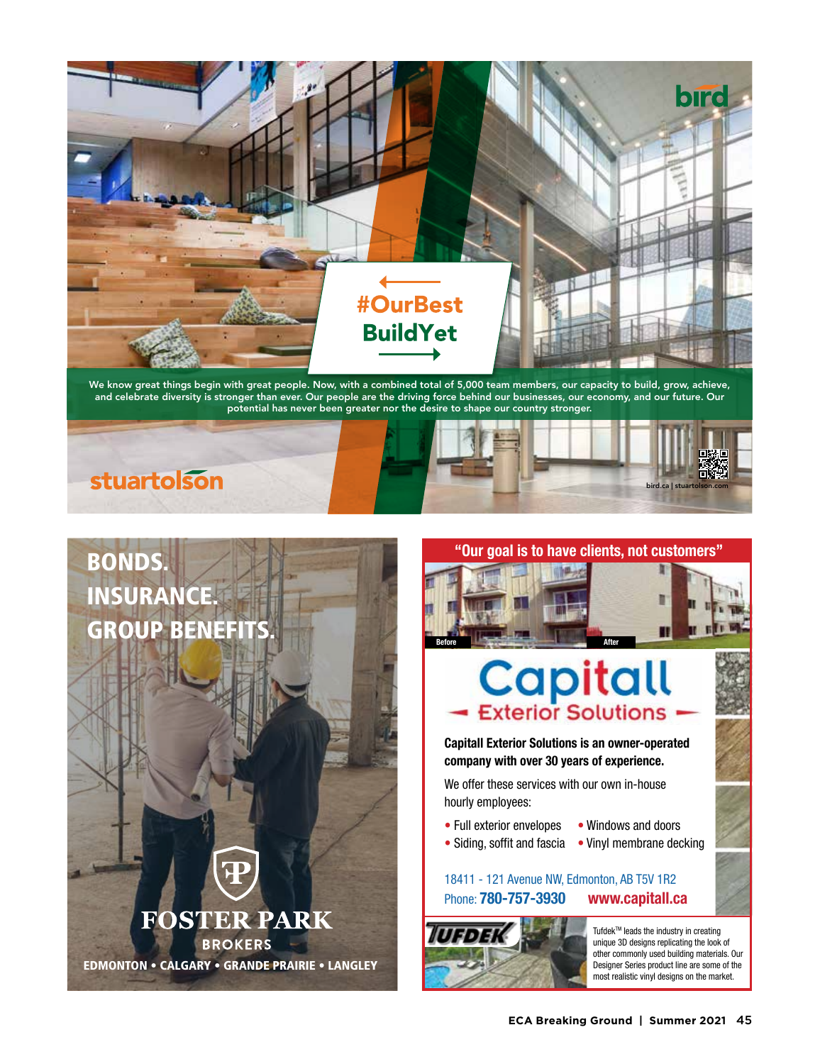bird

#OurBest BuildYet

We know great things begin with great people. Now, with a combined total of 5,000 team members, our capacity to build, grow, achieve, and celebrate diversity is stronger than ever. Our people are the driving force behind our businesses, our economy, and our future. Our potential has never been greater nor the desire to shape our country stronger.

stuartolson

bird.ca | stuartolson.com

---

**BONDS.**
**INSURANCE.**
**GROUP BENEFITS.**

FOSTER PARK
BROKERS

EDMONTON • CALGARY • GRANDE PRAIRIE • LANGLEY

---

**"Our goal is to have clients, not customers"**

Before | After

# Capitall
## Exterior Solutions

**Capitall Exterior Solutions is an owner-operated company with over 30 years of experience.**

We offer these services with our own in-house hourly employees:

- Full exterior envelopes
- Siding, soffit and fascia
- Windows and doors
- Vinyl membrane decking

18411 - 121 Avenue NW, Edmonton, AB T5V 1R2
Phone: **780-757-3930** **www.capitall.ca**

TUFDEK

Tufdek™ leads the industry in creating unique 3D designs replicating the look of other commonly used building materials. Our Designer Series product line are some of the most realistic vinyl designs on the market.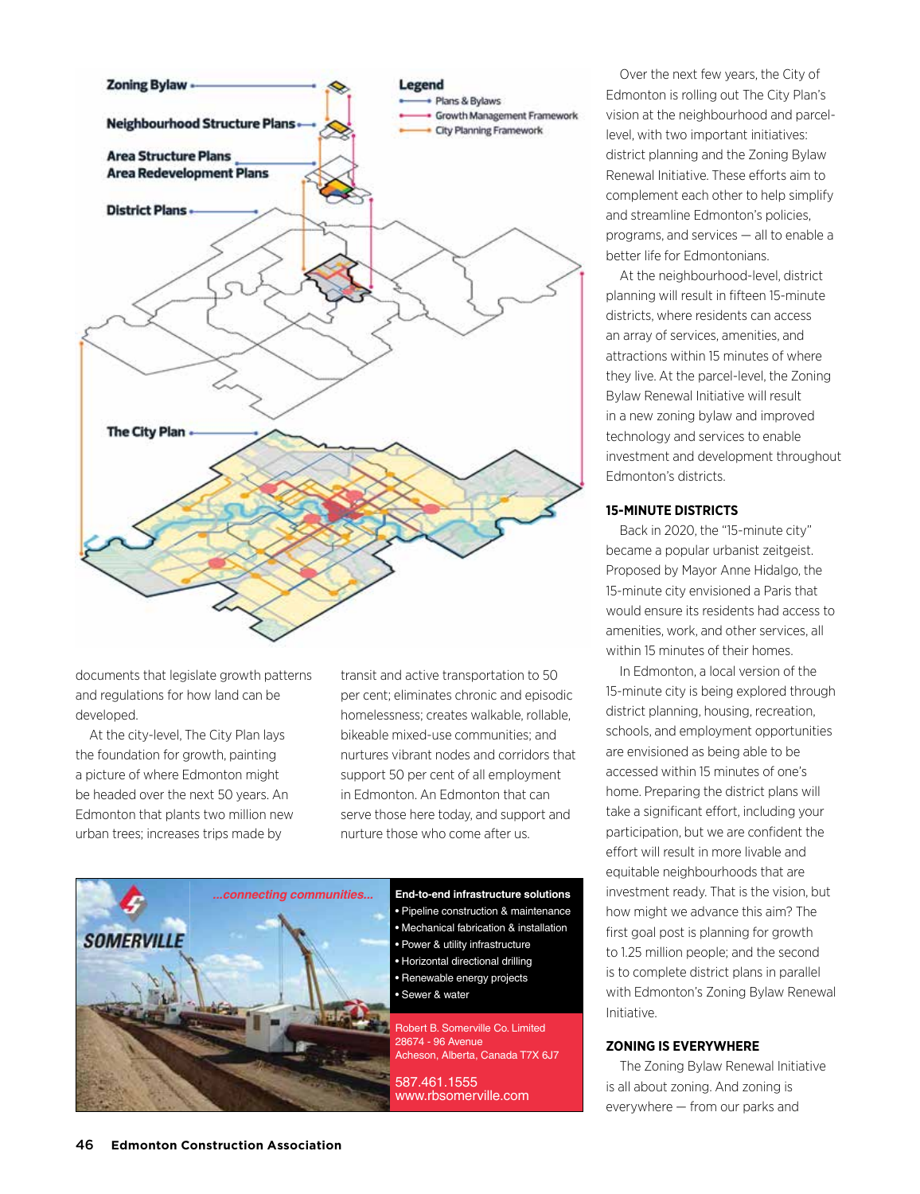documents that legislate growth patterns and regulations for how land can be developed.

At the city-level, The City Plan lays the foundation for growth, painting a picture of where Edmonton might be headed over the next 50 years. An Edmonton that plants two million new urban trees; increases trips made by transit and active transportation to 50 per cent; eliminates chronic and episodic homelessness; creates walkable, rollable, bikeable mixed-use communities; and nurtures vibrant nodes and corridors that support 50 per cent of all employment in Edmonton. An Edmonton that can serve those here today, and support and nurture those who come after us.

Over the next few years, the City of Edmonton is rolling out The City Plan's vision at the neighbourhood and parcel-level, with two important initiatives: district planning and the Zoning Bylaw Renewal Initiative. These efforts aim to complement each other to help simplify and streamline Edmonton's policies, programs, and services — all to enable a better life for Edmontonians.

At the neighbourhood-level, district planning will result in fifteen 15-minute districts, where residents can access an array of services, amenities, and attractions within 15 minutes of where they live. At the parcel-level, the Zoning Bylaw Renewal Initiative will result in a new zoning bylaw and improved technology and services to enable investment and development throughout Edmonton's districts.

## 15-MINUTE DISTRICTS

Back in 2020, the "15-minute city" became a popular urbanist zeitgeist. Proposed by Mayor Anne Hidalgo, the 15-minute city envisioned a Paris that would ensure its residents had access to amenities, work, and other services, all within 15 minutes of their homes.

In Edmonton, a local version of the 15-minute city is being explored through district planning, housing, recreation, schools, and employment opportunities are envisioned as being able to be accessed within 15 minutes of one's home. Preparing the district plans will take a significant effort, including your participation, but we are confident the effort will result in more livable and equitable neighbourhoods that are investment ready. That is the vision, but how might we advance this aim? The first goal post is planning for growth to 1.25 million people; and the second is to complete district plans in parallel with Edmonton's Zoning Bylaw Renewal Initiative.

## ZONING IS EVERYWHERE

The Zoning Bylaw Renewal Initiative is all about zoning. And zoning is everywhere — from our parks and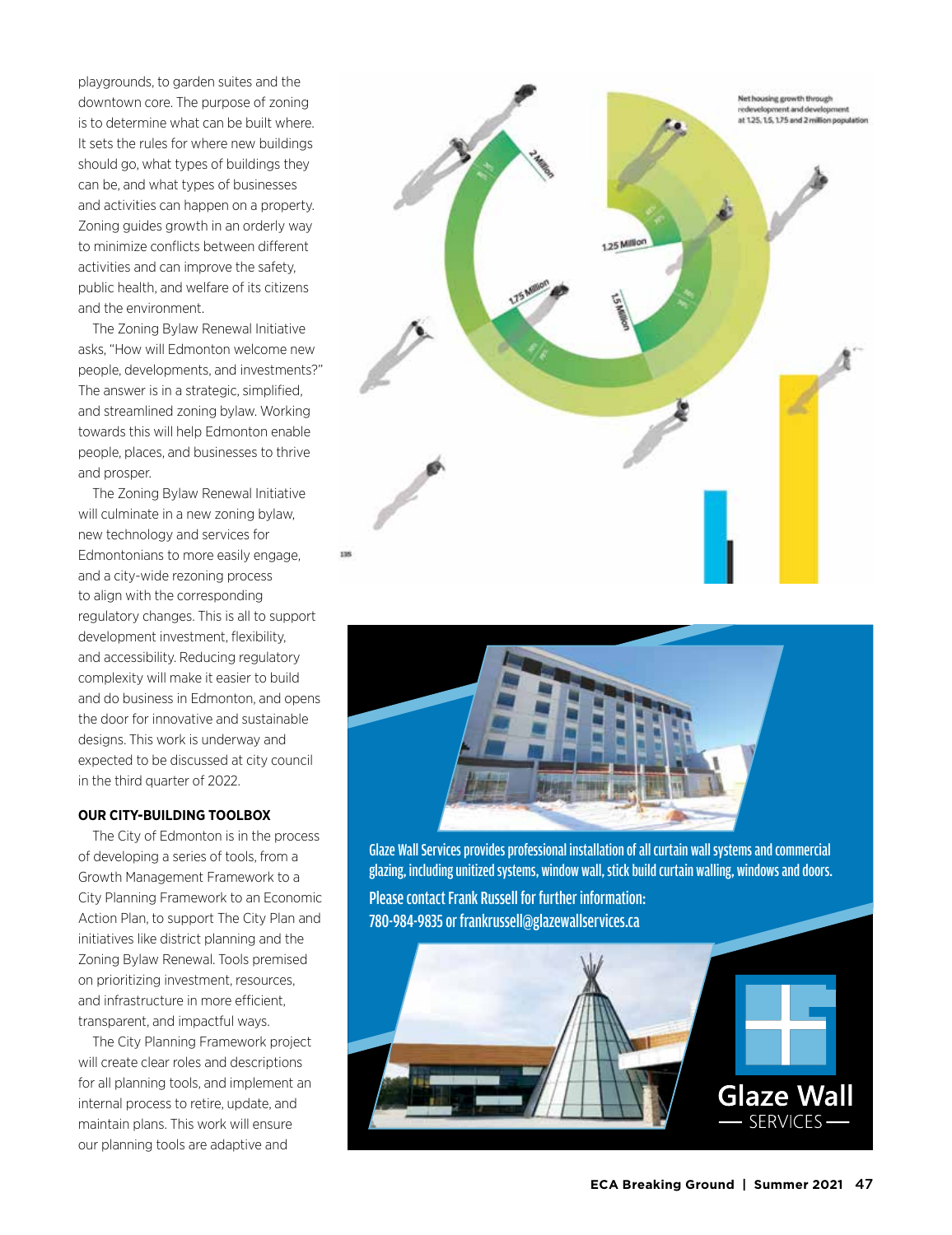playgrounds, to garden suites and the downtown core. The purpose of zoning is to determine what can be built where. It sets the rules for where new buildings should go, what types of buildings they can be, and what types of businesses and activities can happen on a property. Zoning guides growth in an orderly way to minimize conflicts between different activities and can improve the safety, public health, and welfare of its citizens and the environment.

The Zoning Bylaw Renewal Initiative asks, "How will Edmonton welcome new people, developments, and investments?" The answer is in a strategic, simplified, and streamlined zoning bylaw. Working towards this will help Edmonton enable people, places, and businesses to thrive and prosper.

The Zoning Bylaw Renewal Initiative will culminate in a new zoning bylaw, new technology and services for Edmontonians to more easily engage, and a city-wide rezoning process to align with the corresponding regulatory changes. This is all to support development investment, flexibility, and accessibility. Reducing regulatory complexity will make it easier to build and do business in Edmonton, and opens the door for innovative and sustainable designs. This work is underway and expected to be discussed at city council in the third quarter of 2022.

**OUR CITY-BUILDING TOOLBOX**

The City of Edmonton is in the process of developing a series of tools, from a Growth Management Framework to a City Planning Framework to an Economic Action Plan, to support The City Plan and initiatives like district planning and the Zoning Bylaw Renewal. Tools premised on prioritizing investment, resources, and infrastructure in more efficient, transparent, and impactful ways.

The City Planning Framework project will create clear roles and descriptions for all planning tools, and implement an internal process to retire, update, and maintain plans. This work will ensure our planning tools are adaptive and

Net housing growth through redevelopment and development at 1.25, 1.5, 1.75 and 2 million population

2 Million

1.25 Million

1.75 Million

1.5 Million

Glaze Wall Services provides professional installation of all curtain wall systems and commercial glazing, including unitized systems, window wall, stick build curtain walling, windows and doors.

Please contact Frank Russell for further information:
780-984-9835 or frankrussell@glazewallservices.ca

Glaze Wall SERVICES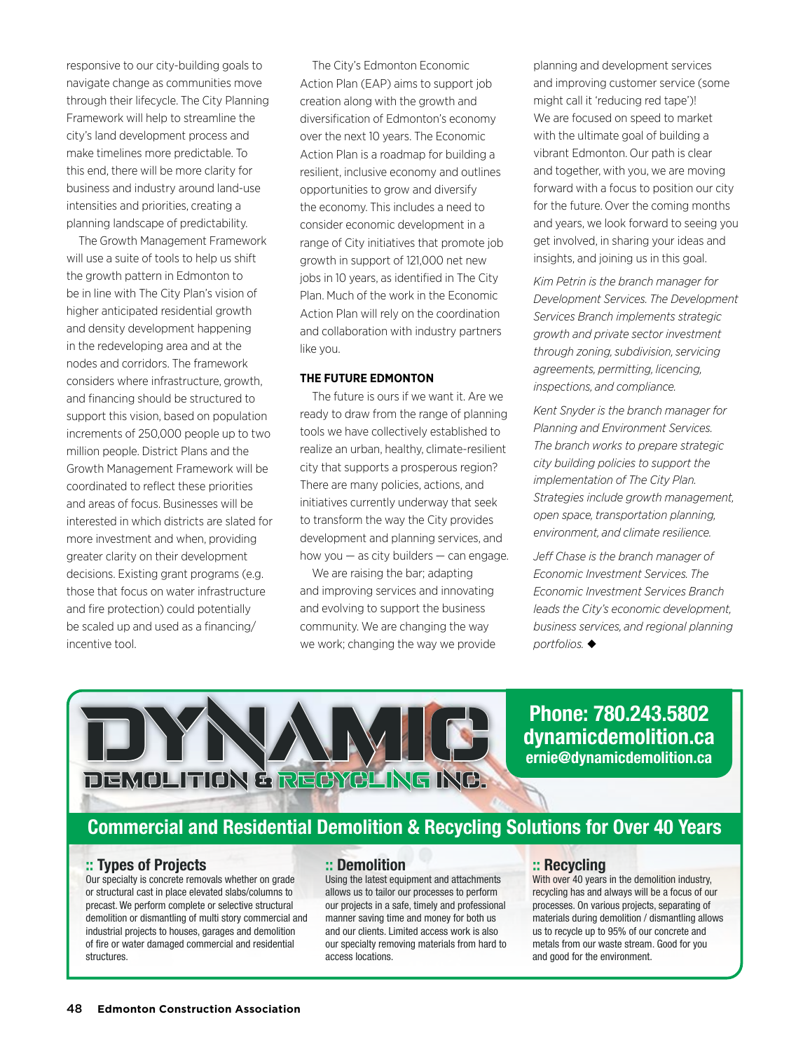responsive to our city-building goals to navigate change as communities move through their lifecycle. The City Planning Framework will help to streamline the city's land development process and make timelines more predictable. To this end, there will be more clarity for business and industry around land-use intensities and priorities, creating a planning landscape of predictability.

The Growth Management Framework will use a suite of tools to help us shift the growth pattern in Edmonton to be in line with The City Plan's vision of higher anticipated residential growth and density development happening in the redeveloping area and at the nodes and corridors. The framework considers where infrastructure, growth, and financing should be structured to support this vision, based on population increments of 250,000 people up to two million people. District Plans and the Growth Management Framework will be coordinated to reflect these priorities and areas of focus. Businesses will be interested in which districts are slated for more investment and when, providing greater clarity on their development decisions. Existing grant programs (e.g. those that focus on water infrastructure and fire protection) could potentially be scaled up and used as a financing/incentive tool.

The City's Edmonton Economic Action Plan (EAP) aims to support job creation along with the growth and diversification of Edmonton's economy over the next 10 years. The Economic Action Plan is a roadmap for building a resilient, inclusive economy and outlines opportunities to grow and diversify the economy. This includes a need to consider economic development in a range of City initiatives that promote job growth in support of 121,000 net new jobs in 10 years, as identified in The City Plan. Much of the work in the Economic Action Plan will rely on the coordination and collaboration with industry partners like you.

**THE FUTURE EDMONTON**

The future is ours if we want it. Are we ready to draw from the range of planning tools we have collectively established to realize an urban, healthy, climate-resilient city that supports a prosperous region? There are many policies, actions, and initiatives currently underway that seek to transform the way the City provides development and planning services, and how you — as city builders — can engage.

We are raising the bar; adapting and improving services and innovating and evolving to support the business community. We are changing the way we work; changing the way we provide planning and development services and improving customer service (some might call it 'reducing red tape')! We are focused on speed to market with the ultimate goal of building a vibrant Edmonton. Our path is clear and together, with you, we are moving forward with a focus to position our city for the future. Over the coming months and years, we look forward to seeing you get involved, in sharing your ideas and insights, and joining us in this goal.

*Kim Petrin is the branch manager for Development Services. The Development Services Branch implements strategic growth and private sector investment through zoning, subdivision, servicing agreements, permitting, licencing, inspections, and compliance.*

*Kent Snyder is the branch manager for Planning and Environment Services. The branch works to prepare strategic city building policies to support the implementation of The City Plan. Strategies include growth management, open space, transportation planning, environment, and climate resilience.*

*Jeff Chase is the branch manager of Economic Investment Services. The Economic Investment Services Branch leads the City's economic development, business services, and regional planning portfolios.* ◆

DYNAMIC DEMOLITION & RECYCLING INC.

**Phone: 780.243.5802**
**dynamicdemolition.ca**
**ernie@dynamicdemolition.ca**

## Commercial and Residential Demolition & Recycling Solutions for Over 40 Years

### :: Types of Projects

Our specialty is concrete removals whether on grade or structural cast in place elevated slabs/columns to precast. We perform complete or selective structural demolition or dismantling of multi story commercial and industrial projects to houses, garages and demolition of fire or water damaged commercial and residential structures.

### :: Demolition

Using the latest equipment and attachments allows us to tailor our processes to perform our projects in a safe, timely and professional manner saving time and money for both us and our clients. Limited access work is also our specialty removing materials from hard to access locations.

### :: Recycling

With over 40 years in the demolition industry, recycling has and always will be a focus of our processes. On various projects, separating of materials during demolition / dismantling allows us to recycle up to 95% of our concrete and metals from our waste stream. Good for you and good for the environment.